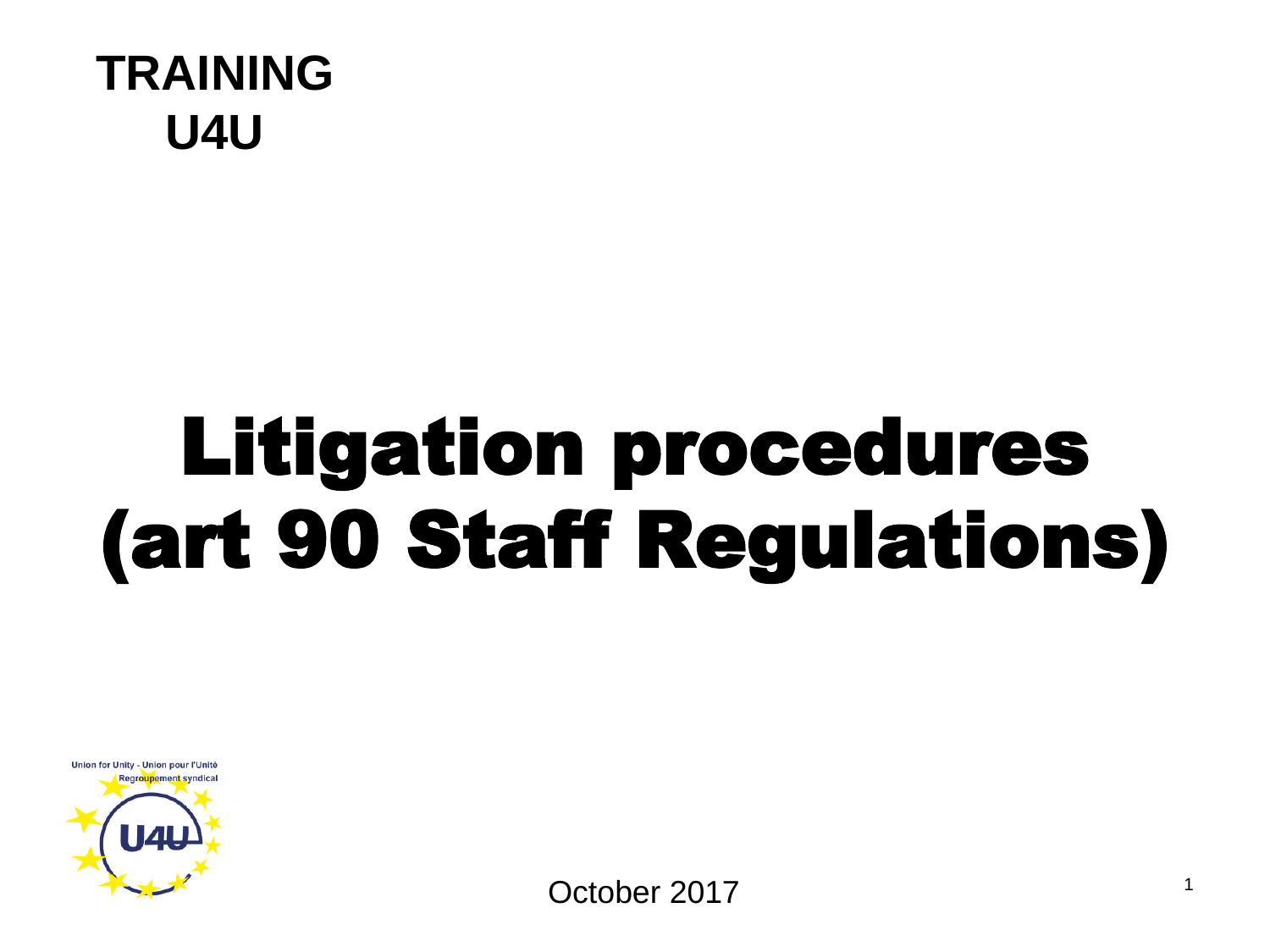**TRAINING**
**U4U**

# Litigation procedures (art 90 Staff Regulations)

Union for Unity - Union pour l'Unité
Regroupement syndical

U4U

October 2017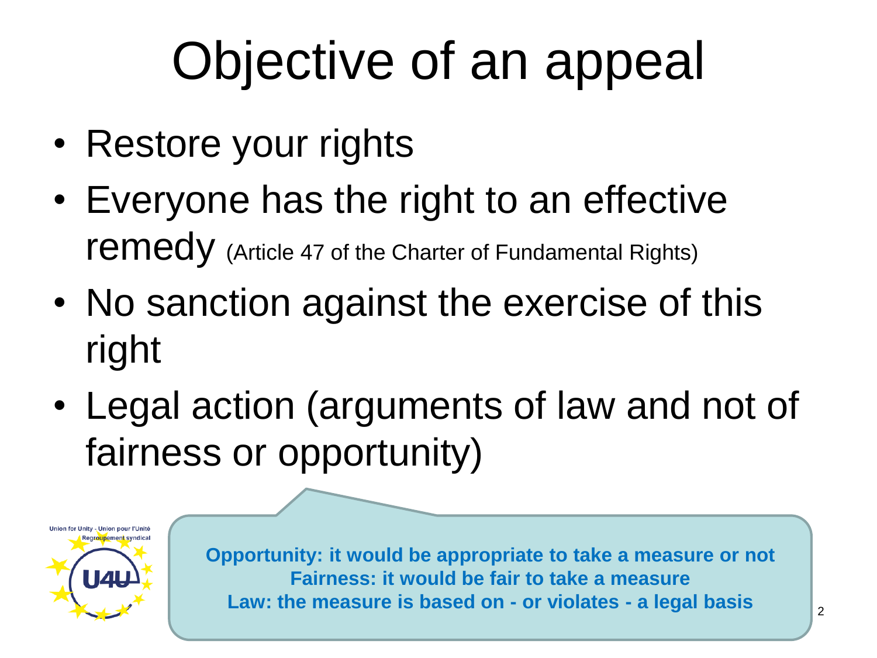# Objective of an appeal

- Restore your rights
- Everyone has the right to an effective remedy (Article 47 of the Charter of Fundamental Rights)
- No sanction against the exercise of this right
- Legal action (arguments of law and not of fairness or opportunity)

Union for Unity - Union pour l'Unité
Regroupement syndical
U4U

**Opportunity: it would be appropriate to take a measure or not**
**Fairness: it would be fair to take a measure**
**Law: the measure is based on - or violates - a legal basis**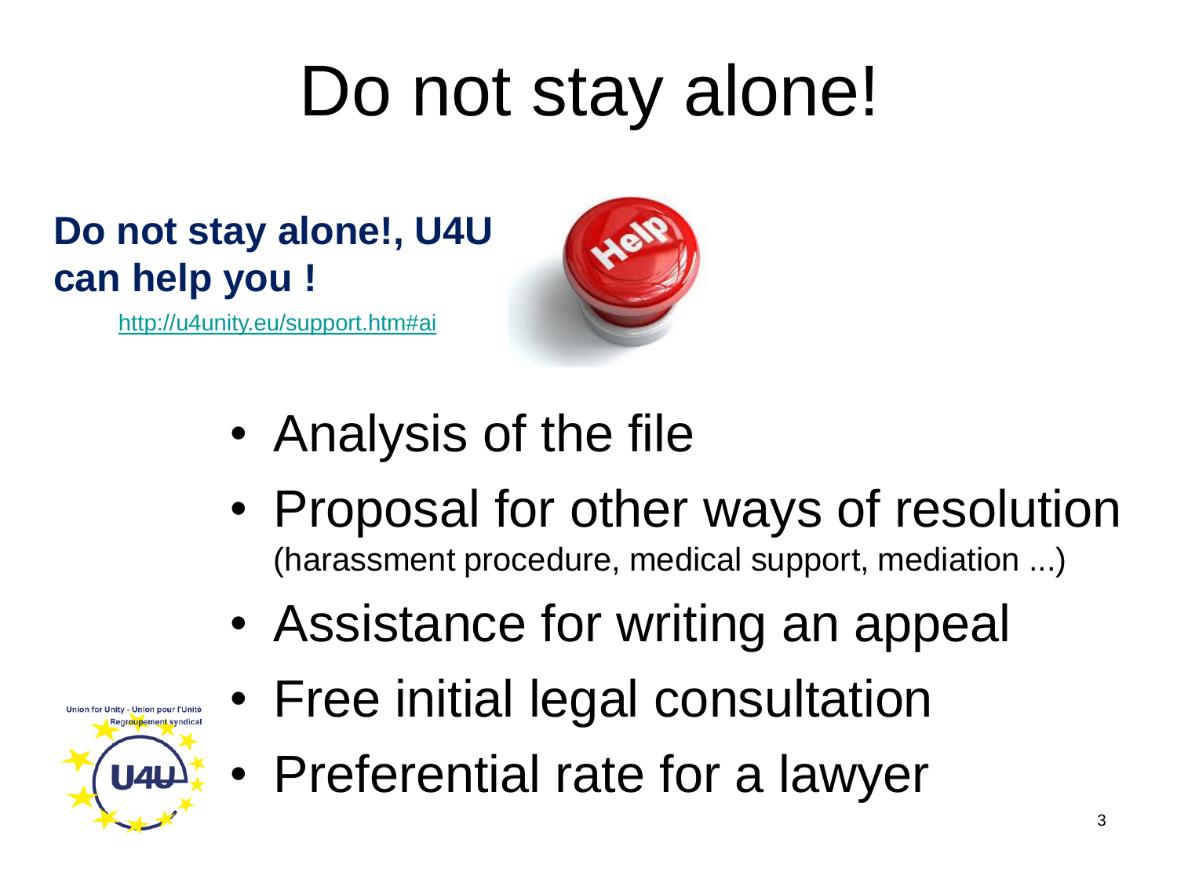# Do not stay alone!

**Do not stay alone!, U4U can help you !**

http://u4unity.eu/support.htm#ai

- Analysis of the file
- Proposal for other ways of resolution (harassment procedure, medical support, mediation ...)
- Assistance for writing an appeal
- Free initial legal consultation
- Preferential rate for a lawyer

Union for Unity - Union pour l'Unité
Regroupement syndical
U4U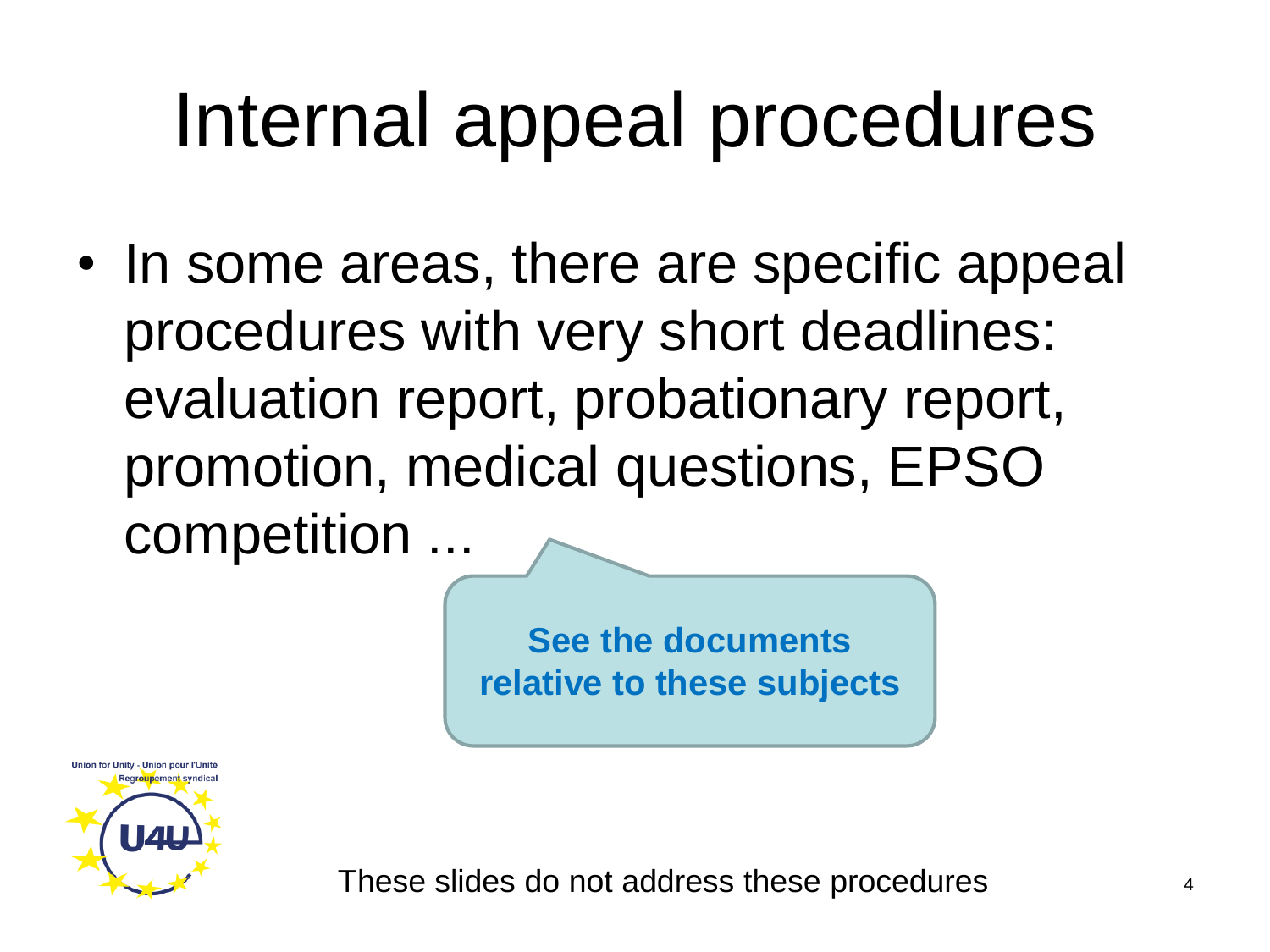# Internal appeal procedures

- In some areas, there are specific appeal procedures with very short deadlines: evaluation report, probationary report, promotion, medical questions, EPSO competition ...

**See the documents relative to these subjects**

These slides do not address these procedures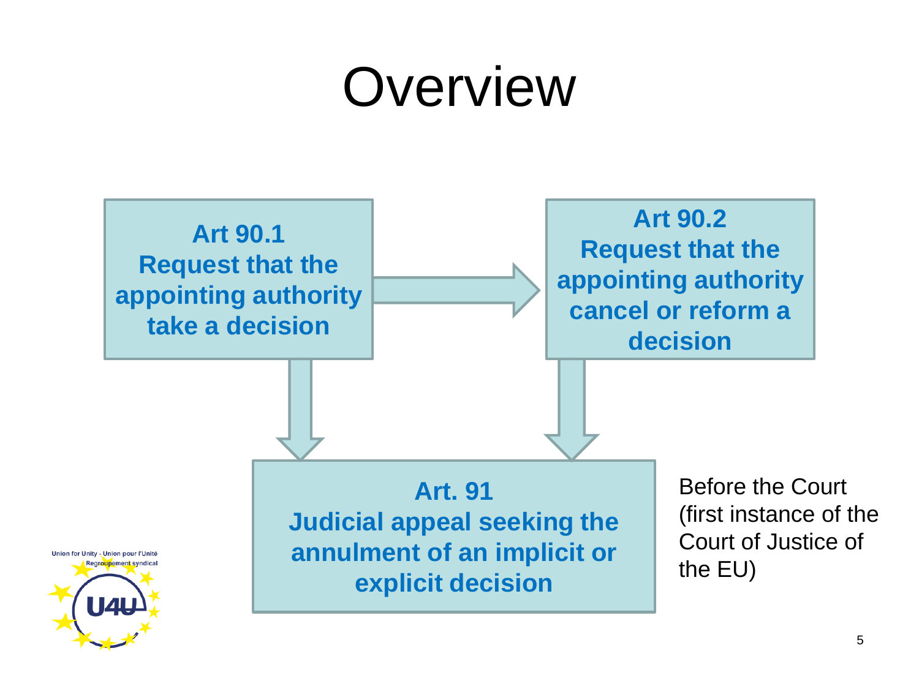# Overview

**Art 90.1**
**Request that the appointing authority take a decision**

**Art 90.2**
**Request that the appointing authority cancel or reform a decision**

**Art. 91**
**Judicial appeal seeking the annulment of an implicit or explicit decision**

Before the Court (first instance of the Court of Justice of the EU)

Union for Unity - Union pour l'Unité
Regroupement syndical
U4U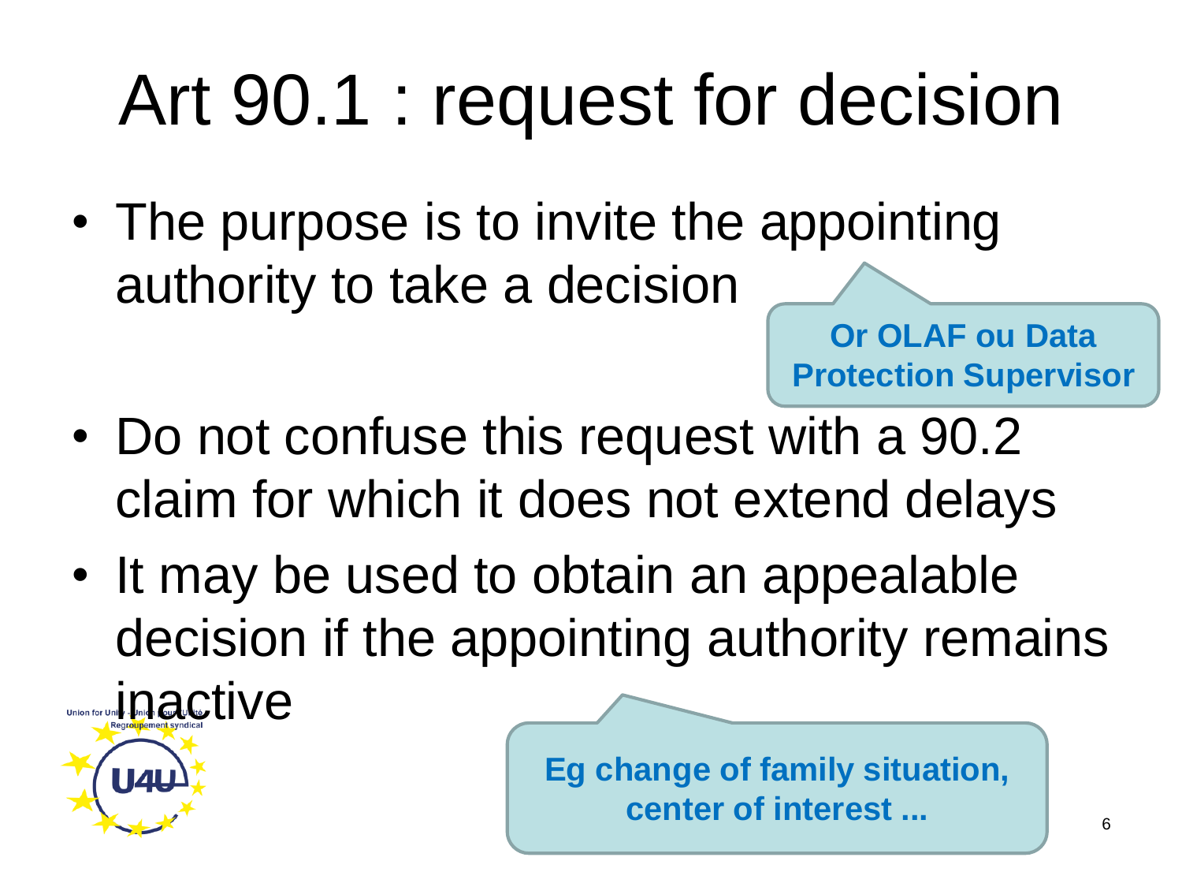# Art 90.1 : request for decision

- The purpose is to invite the appointing authority to take a decision

**Or OLAF ou Data Protection Supervisor**

- Do not confuse this request with a 90.2 claim for which it does not extend delays
- It may be used to obtain an appealable decision if the appointing authority remains inactive

**Eg change of family situation, center of interest ...**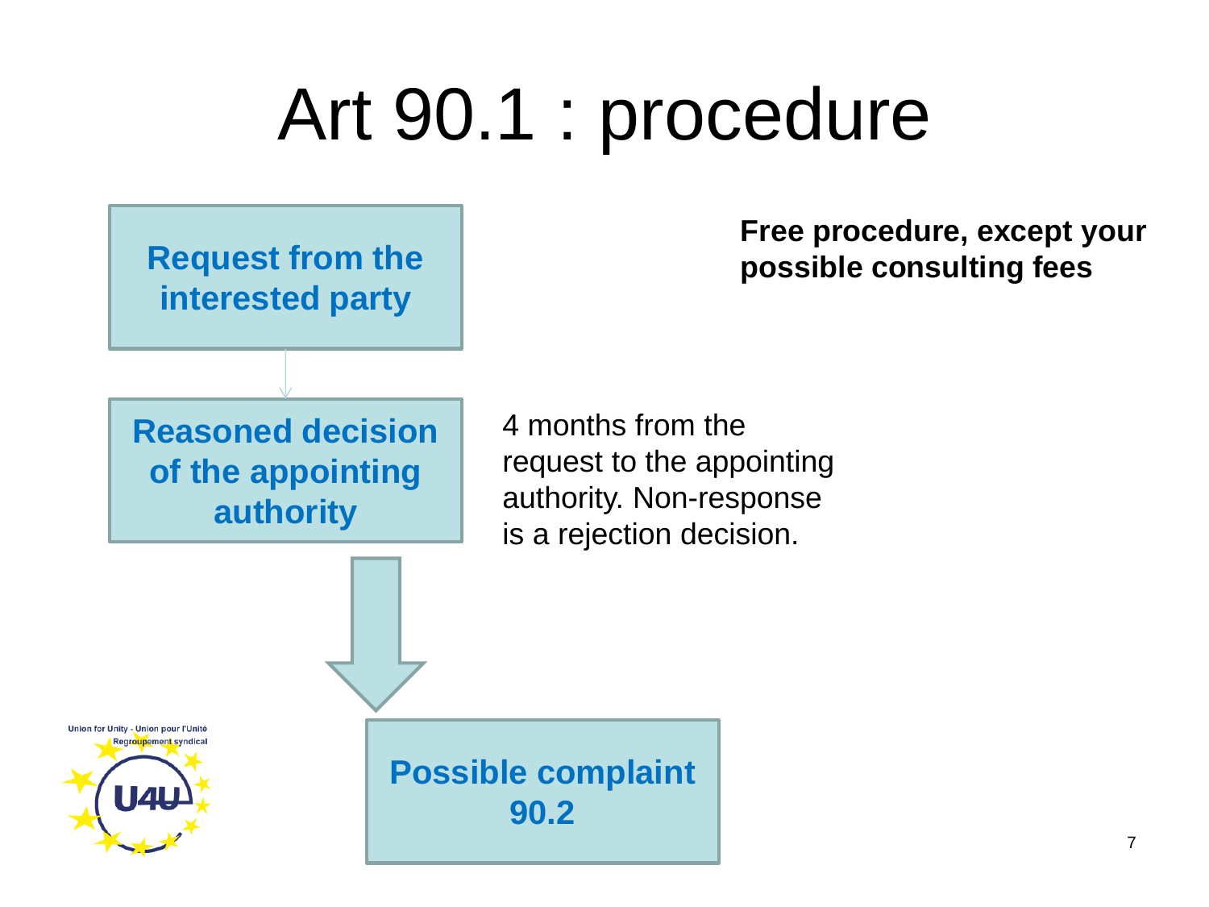# Art 90.1 : procedure

**Free procedure, except your possible consulting fees**

**Request from the interested party**

**Reasoned decision of the appointing authority**

4 months from the request to the appointing authority. Non-response is a rejection decision.

**Possible complaint 90.2**

Union for Unity - Union pour l'Unité
Regroupement syndical
U4U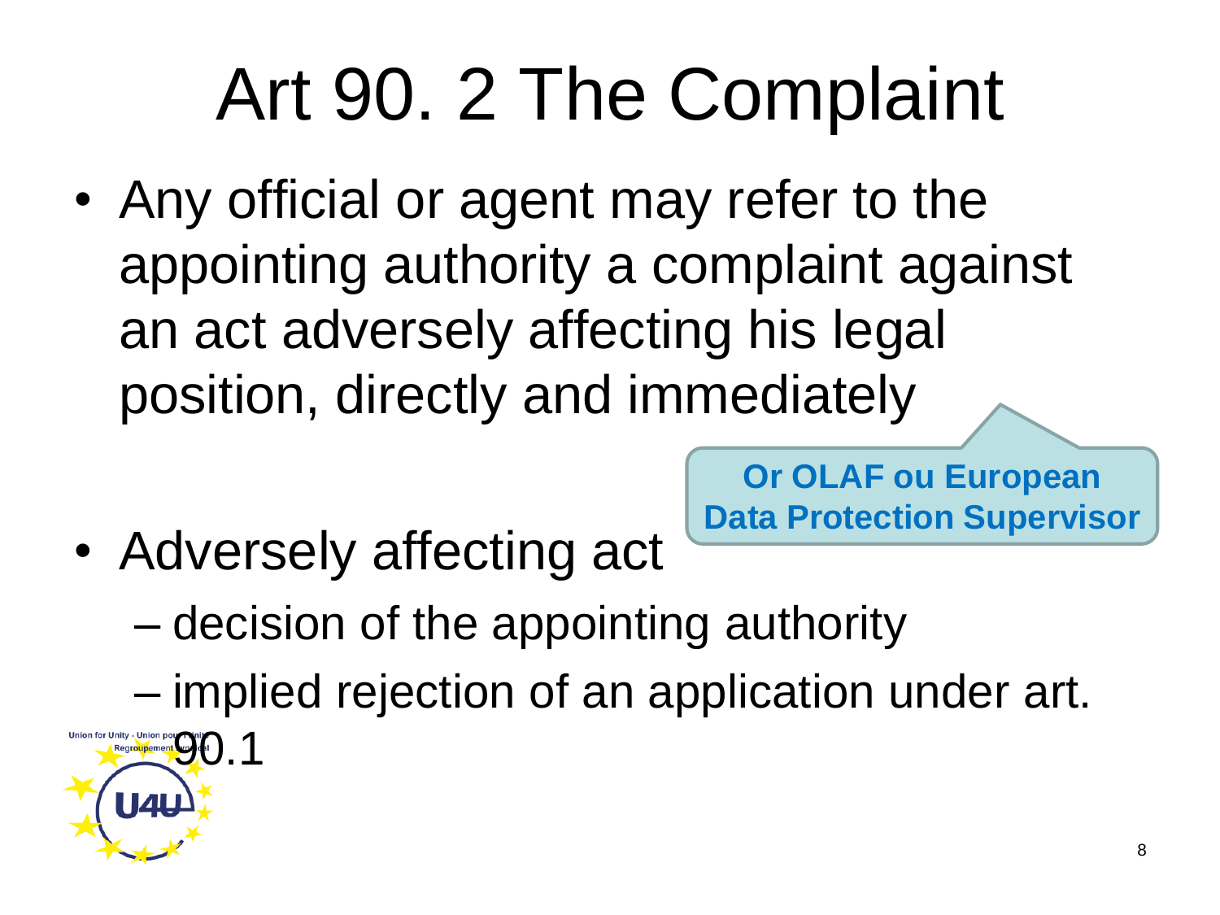# Art 90. 2 The Complaint

- Any official or agent may refer to the appointing authority a complaint against an act adversely affecting his legal position, directly and immediately

**Or OLAF ou European Data Protection Supervisor**

- Adversely affecting act
  - decision of the appointing authority
  - implied rejection of an application under art. 90.1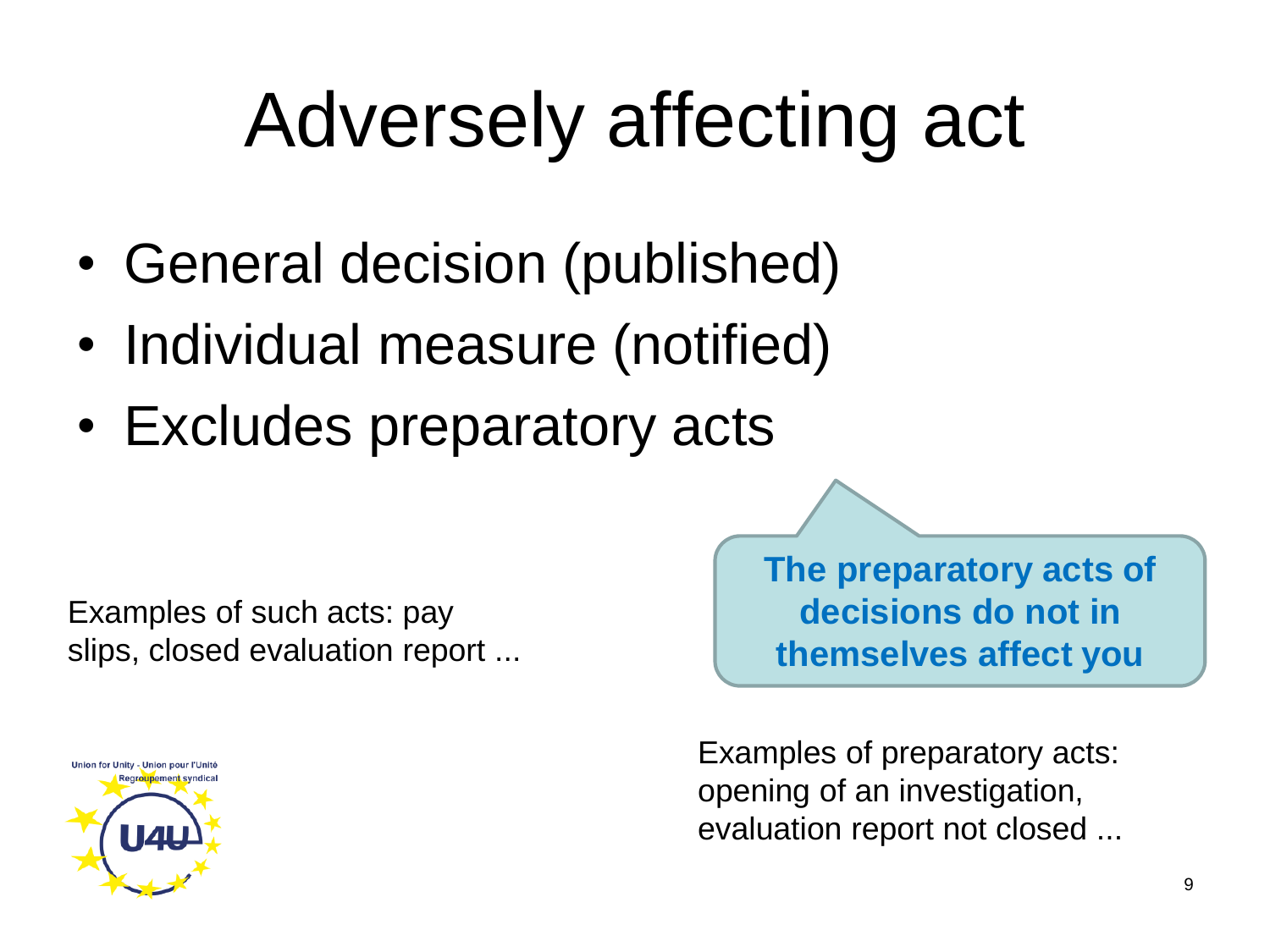# Adversely affecting act

- General decision (published)
- Individual measure (notified)
- Excludes preparatory acts

Examples of such acts: pay slips, closed evaluation report ...

**The preparatory acts of decisions do not in themselves affect you**

Examples of preparatory acts: opening of an investigation, evaluation report not closed ...

Union for Unity - Union pour l'Unité
Regroupement syndical
U4U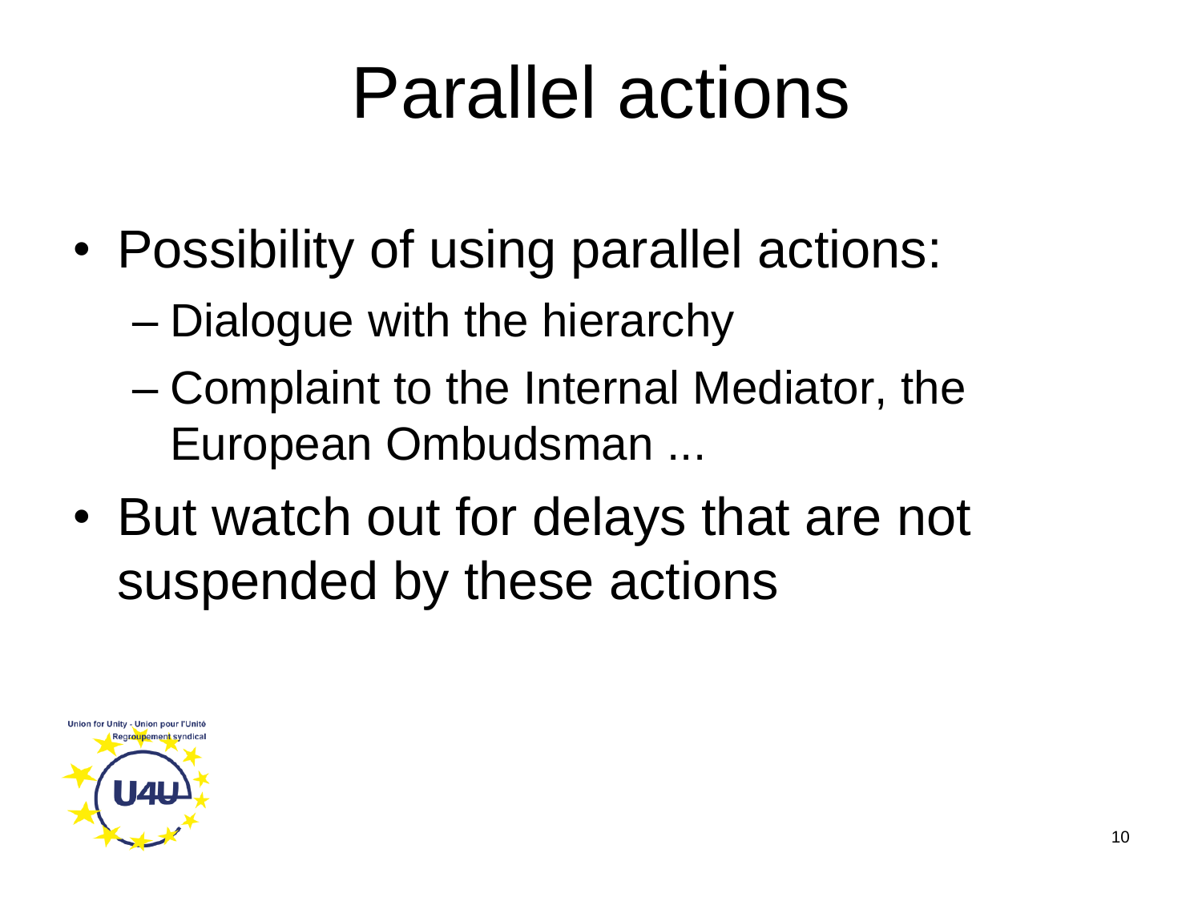# Parallel actions

- Possibility of using parallel actions:
  - Dialogue with the hierarchy
  - Complaint to the Internal Mediator, the European Ombudsman ...
- But watch out for delays that are not suspended by these actions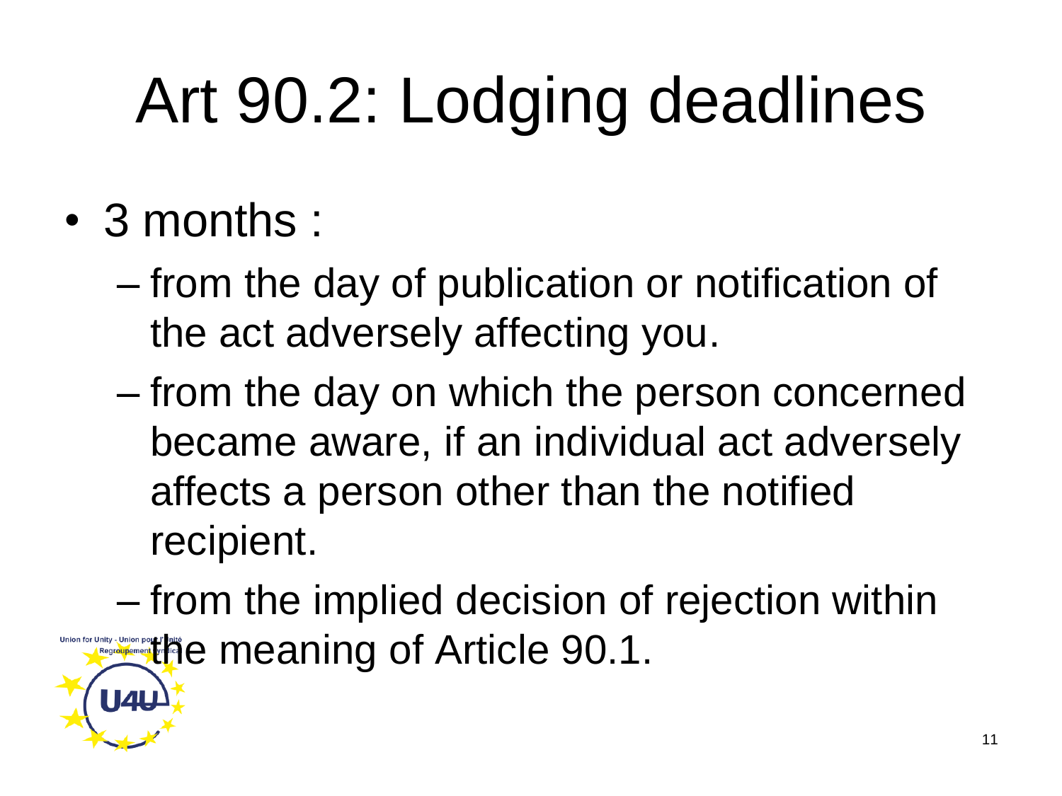# Art 90.2: Lodging deadlines

- 3 months :
  - from the day of publication or notification of the act adversely affecting you.
  - from the day on which the person concerned became aware, if an individual act adversely affects a person other than the notified recipient.
  - from the implied decision of rejection within the meaning of Article 90.1.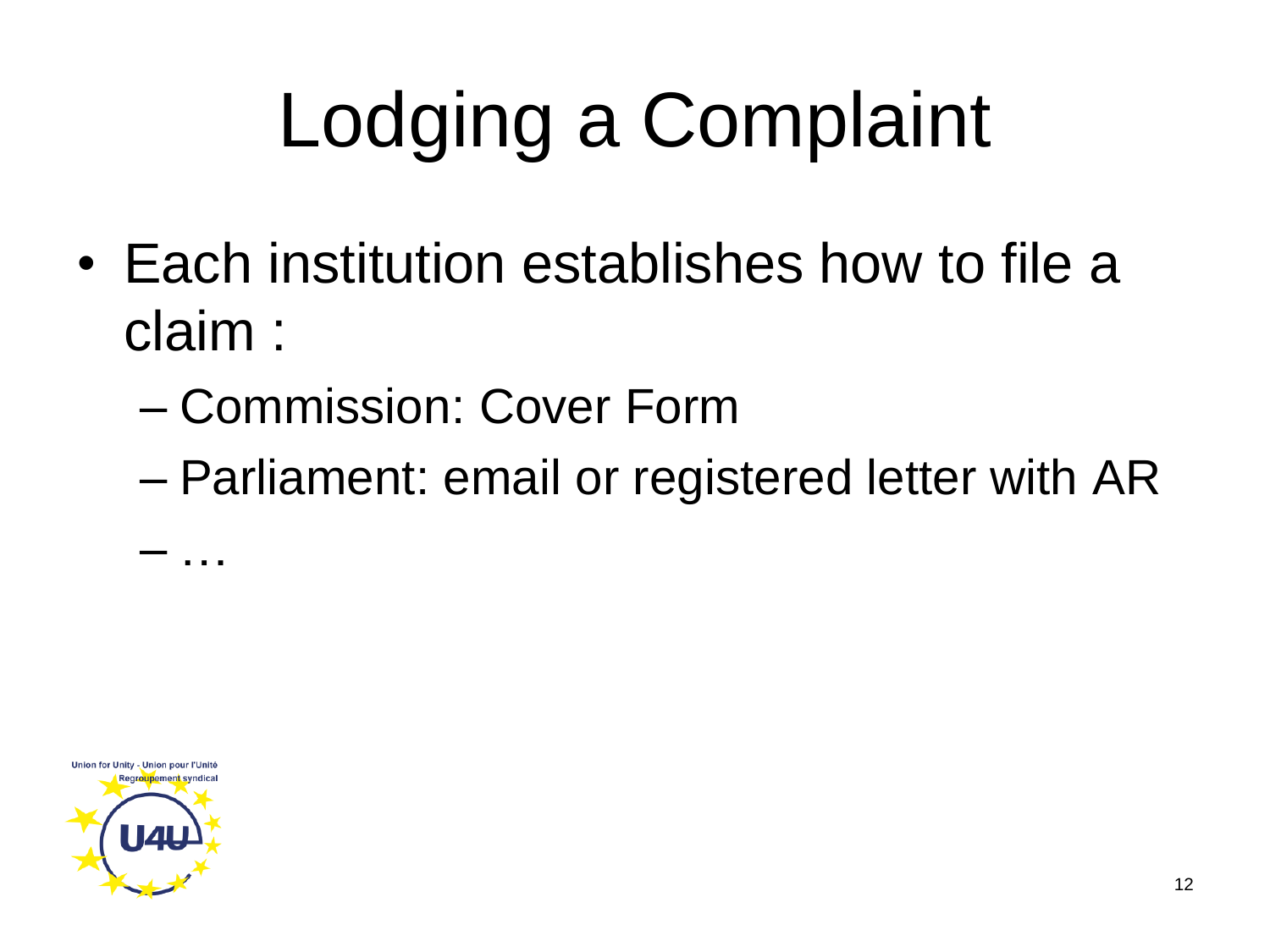# Lodging a Complaint

- Each institution establishes how to file a claim :
  - Commission: Cover Form
  - Parliament: email or registered letter with AR
  - …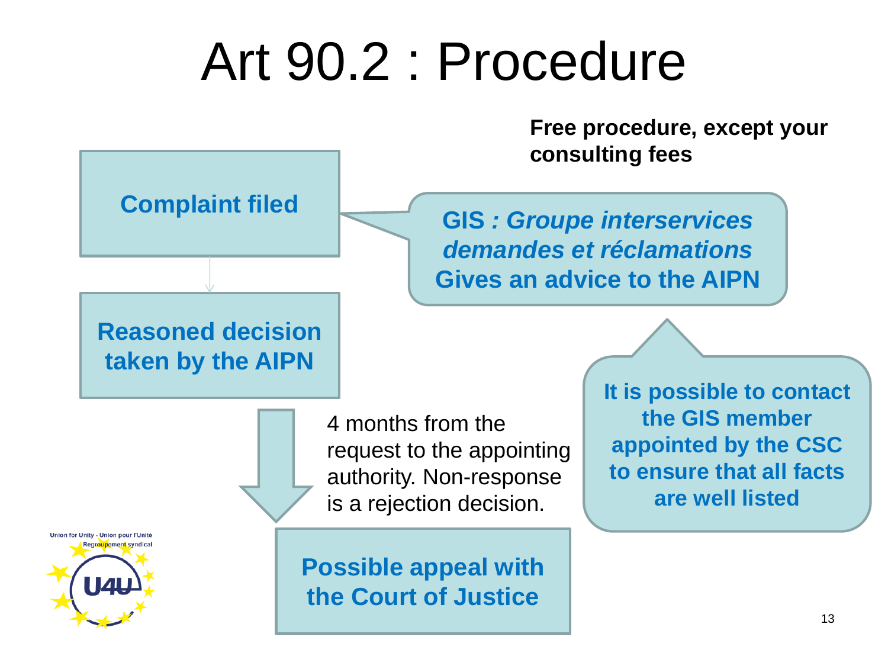# Art 90.2 : Procedure

**Free procedure, except your consulting fees**

**Complaint filed**

**GIS *: Groupe interservices demandes et réclamations* Gives an advice to the AIPN**

**Reasoned decision taken by the AIPN**

**It is possible to contact the GIS member appointed by the CSC to ensure that all facts are well listed**

4 months from the request to the appointing authority. Non-response is a rejection decision.

**Possible appeal with the Court of Justice**

Union for Unity - Union pour l'Unité
Regroupement syndical
U4U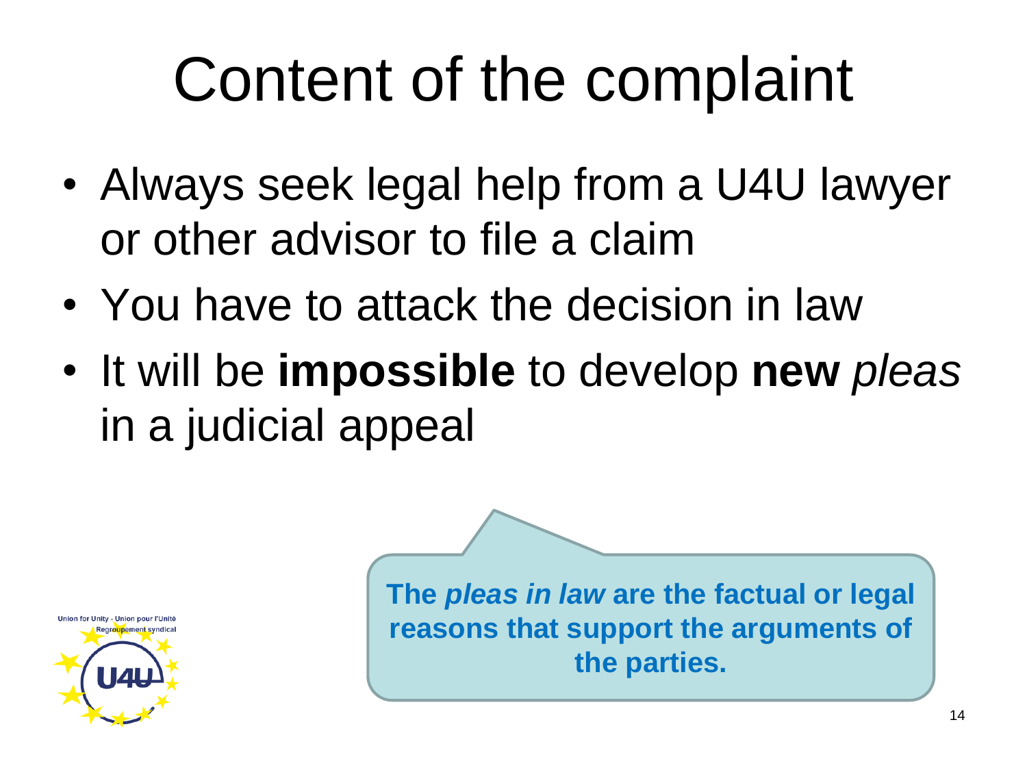# Content of the complaint

- Always seek legal help from a U4U lawyer or other advisor to file a claim
- You have to attack the decision in law
- It will be **impossible** to develop **new** *pleas* in a judicial appeal

**The *pleas in law* are the factual or legal reasons that support the arguments of the parties.**

Union for Unity - Union pour l'Unité
Regroupement syndical
U4U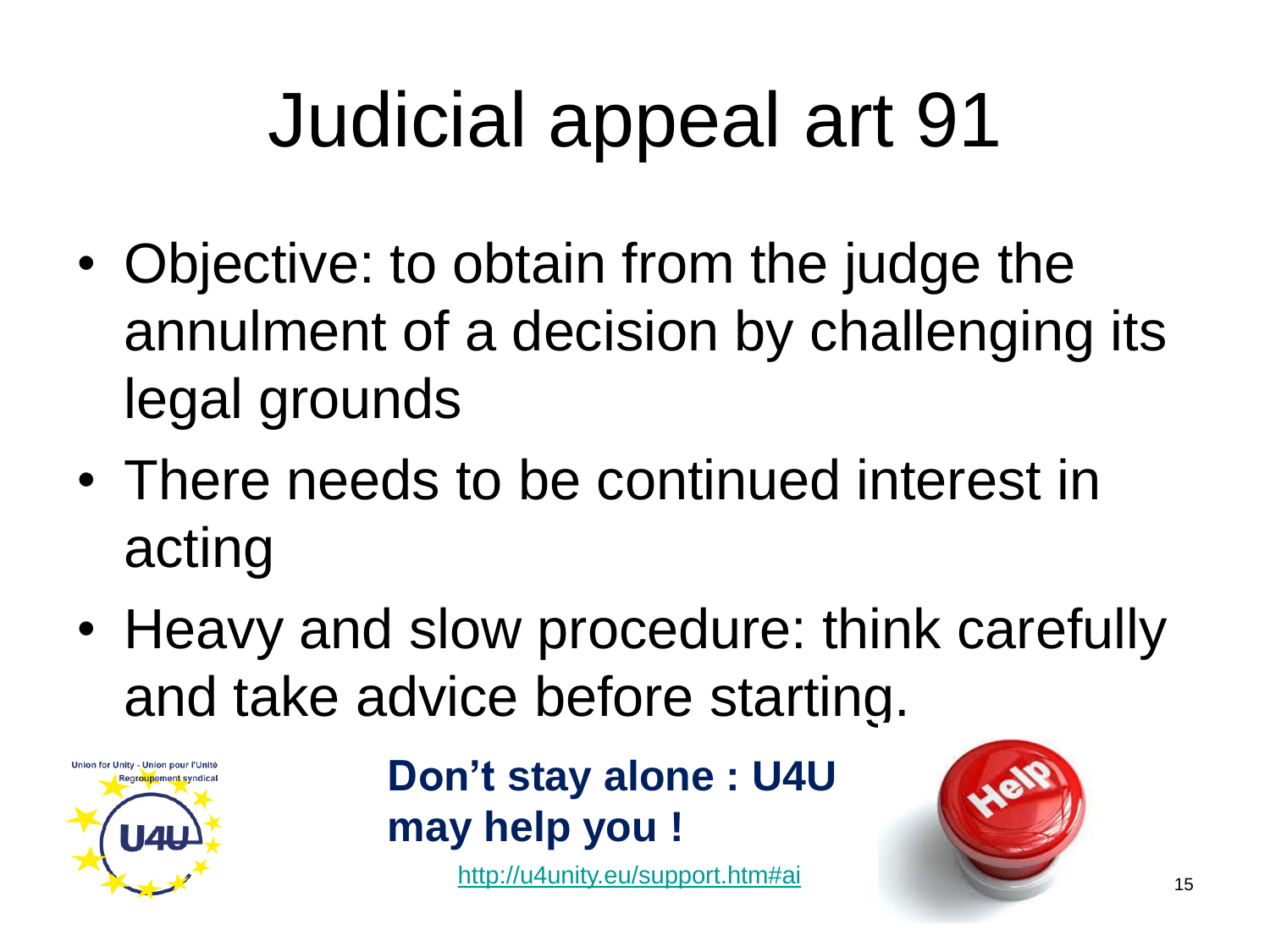# Judicial appeal art 91

- Objective: to obtain from the judge the annulment of a decision by challenging its legal grounds
- There needs to be continued interest in acting
- Heavy and slow procedure: think carefully and take advice before starting.

Union for Unity - Union pour l'Unité
Regroupement syndical
U4U

**Don't stay alone : U4U may help you !**

http://u4unity.eu/support.htm#ai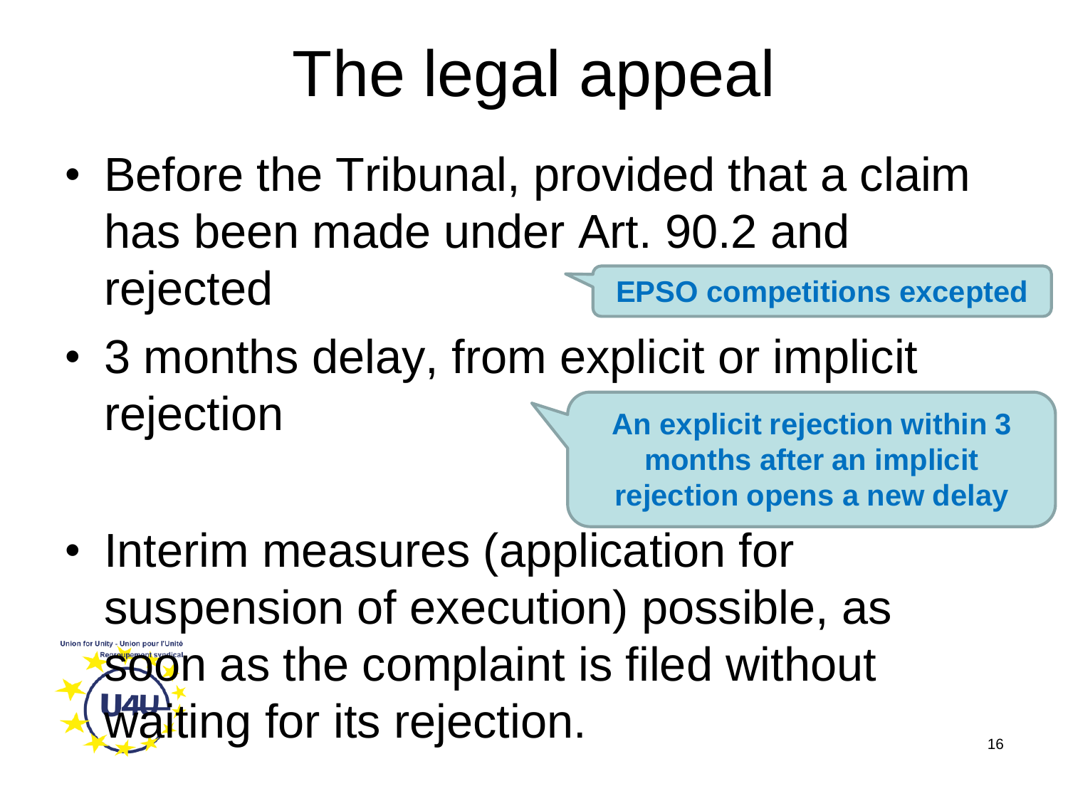# The legal appeal

- Before the Tribunal, provided that a claim has been made under Art. 90.2 and rejected

**EPSO competitions excepted**

- 3 months delay, from explicit or implicit rejection

**An explicit rejection within 3 months after an implicit rejection opens a new delay**

- Interim measures (application for suspension of execution) possible, as soon as the complaint is filed without waiting for its rejection.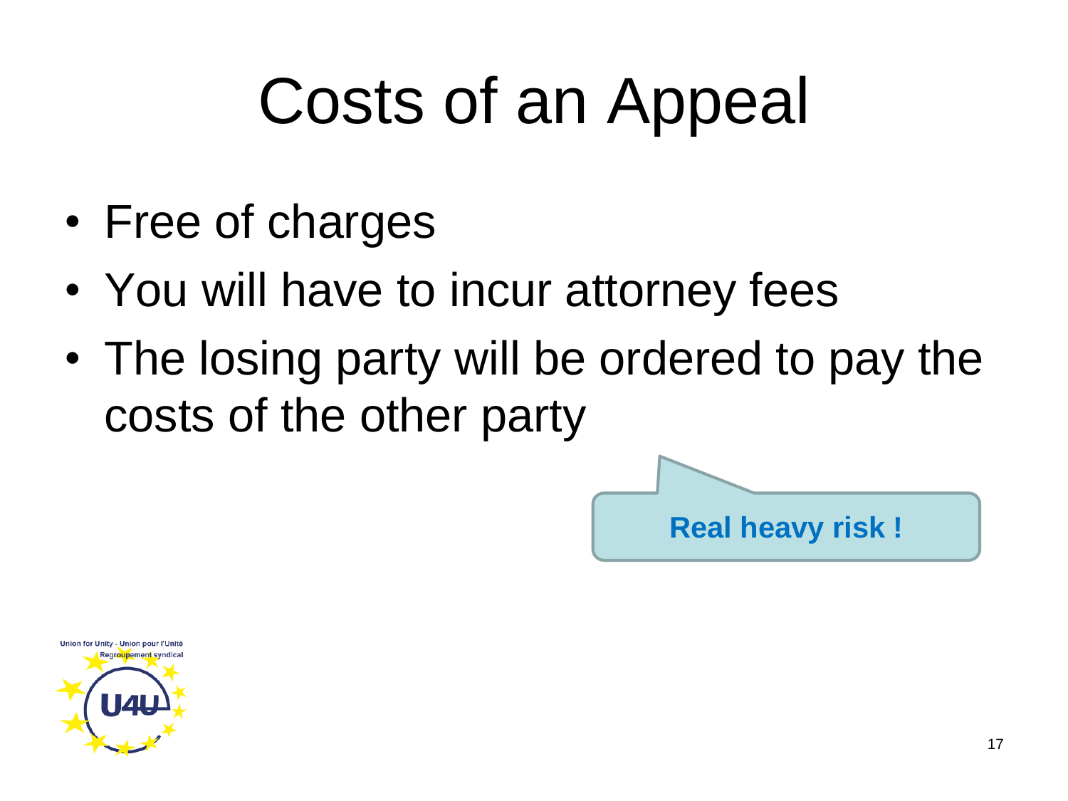# Costs of an Appeal

- Free of charges
- You will have to incur attorney fees
- The losing party will be ordered to pay the costs of the other party

**Real heavy risk !**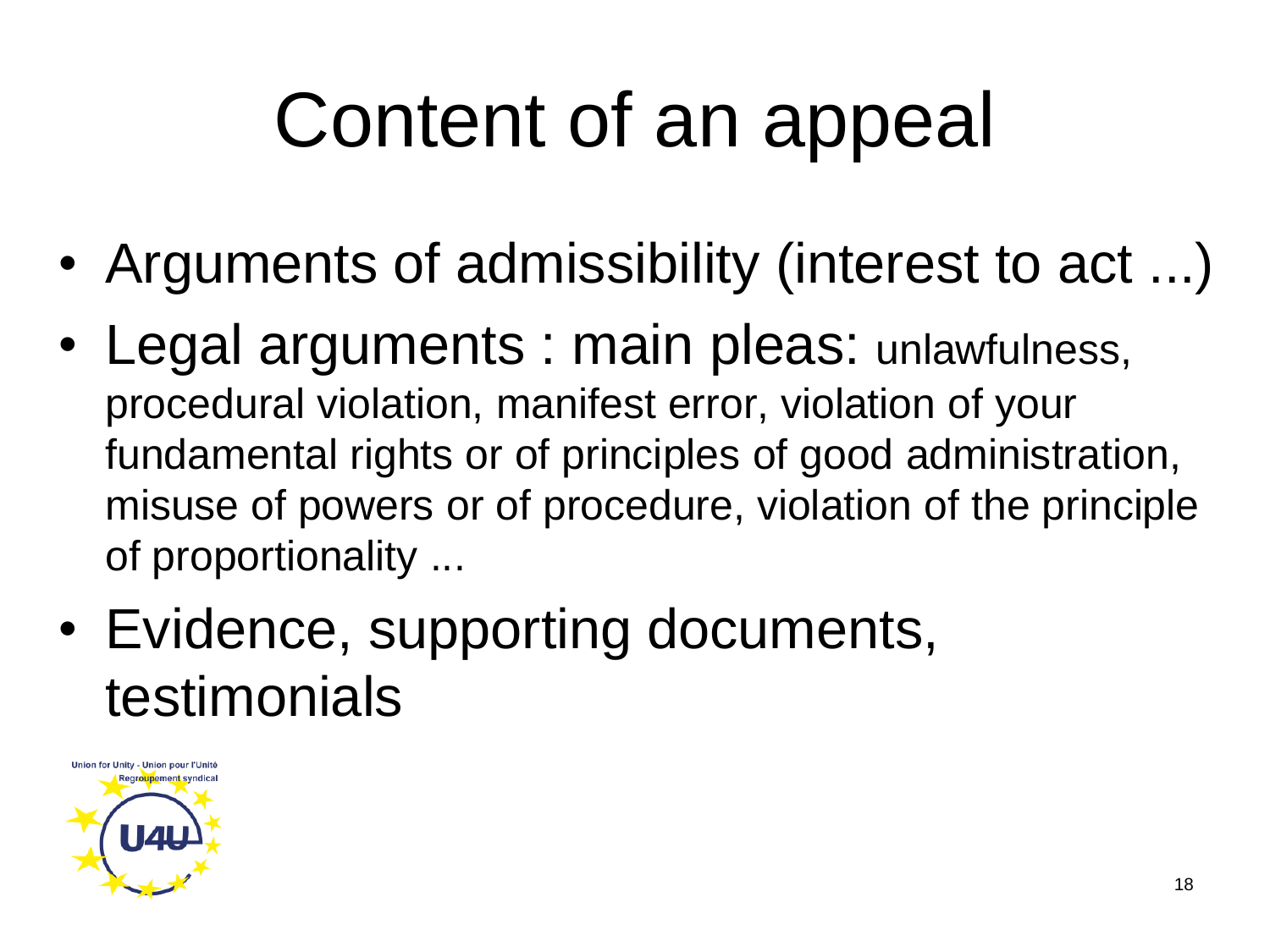# Content of an appeal

- Arguments of admissibility (interest to act ...)
- Legal arguments : main pleas: unlawfulness, procedural violation, manifest error, violation of your fundamental rights or of principles of good administration, misuse of powers or of procedure, violation of the principle of proportionality ...
- Evidence, supporting documents, testimonials

Union for Unity - Union pour l'Unité
Regroupement syndical
U4U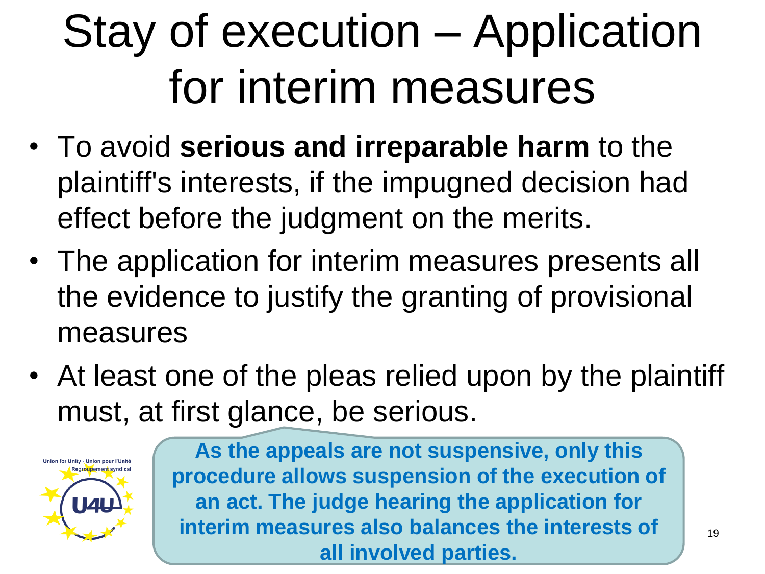# Stay of execution – Application for interim measures

- To avoid **serious and irreparable harm** to the plaintiff's interests, if the impugned decision had effect before the judgment on the merits.
- The application for interim measures presents all the evidence to justify the granting of provisional measures
- At least one of the pleas relied upon by the plaintiff must, at first glance, be serious.

**As the appeals are not suspensive, only this procedure allows suspension of the execution of an act. The judge hearing the application for interim measures also balances the interests of all involved parties.**

Union for Unity - Union pour l'Unité
Regroupement syndical
U4U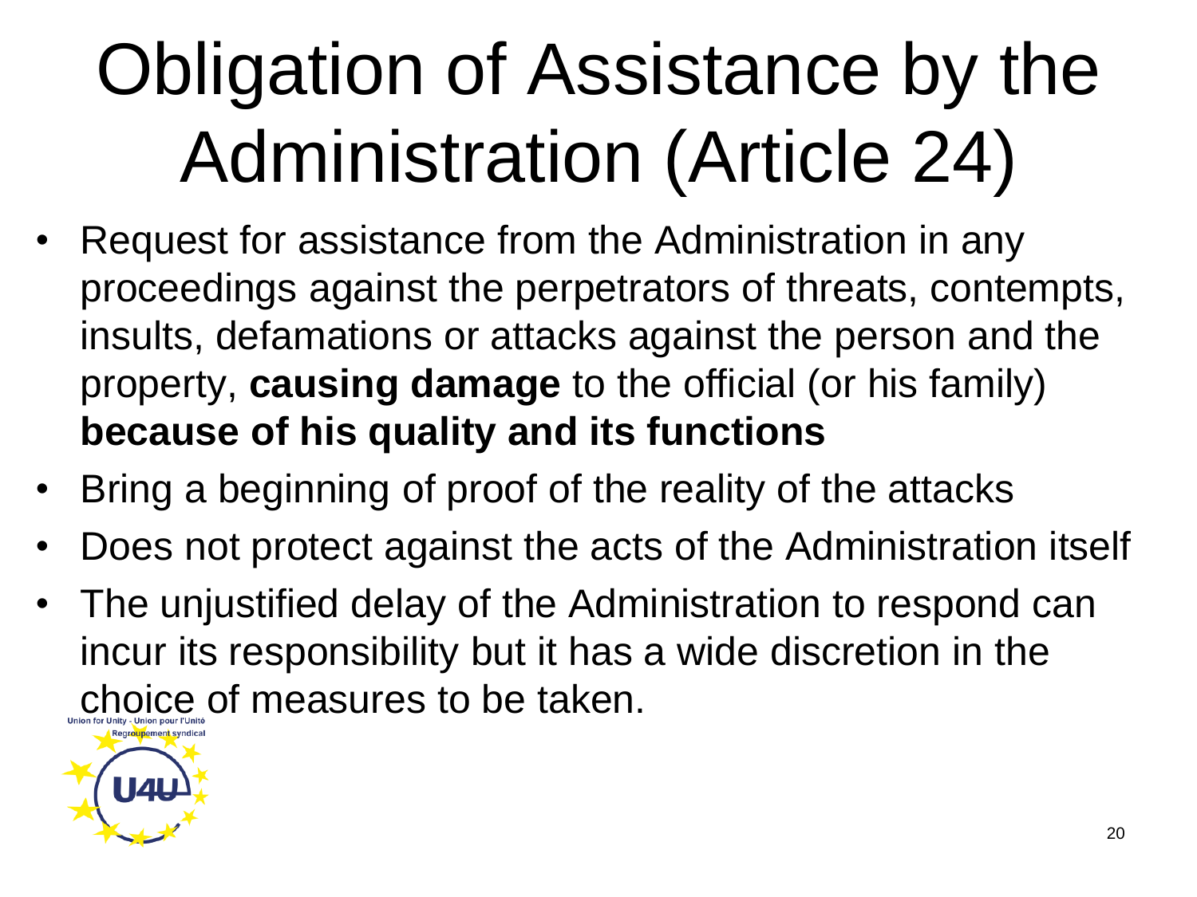# Obligation of Assistance by the Administration (Article 24)

- Request for assistance from the Administration in any proceedings against the perpetrators of threats, contempts, insults, defamations or attacks against the person and the property, **causing damage** to the official (or his family) **because of his quality and its functions**
- Bring a beginning of proof of the reality of the attacks
- Does not protect against the acts of the Administration itself
- The unjustified delay of the Administration to respond can incur its responsibility but it has a wide discretion in the choice of measures to be taken.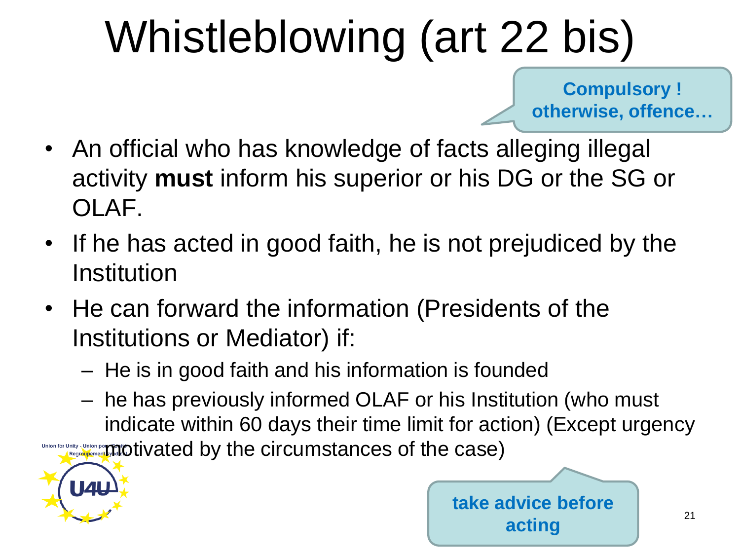# Whistleblowing (art 22 bis)

**Compulsory ! otherwise, offence…**

- An official who has knowledge of facts alleging illegal activity **must** inform his superior or his DG or the SG or OLAF.
- If he has acted in good faith, he is not prejudiced by the Institution
- He can forward the information (Presidents of the Institutions or Mediator) if:
  - He is in good faith and his information is founded
  - he has previously informed OLAF or his Institution (who must indicate within 60 days their time limit for action) (Except urgency motivated by the circumstances of the case)

**take advice before acting**

Union for Unity - Union pour l'Unité
Regroupement Syndical
U4U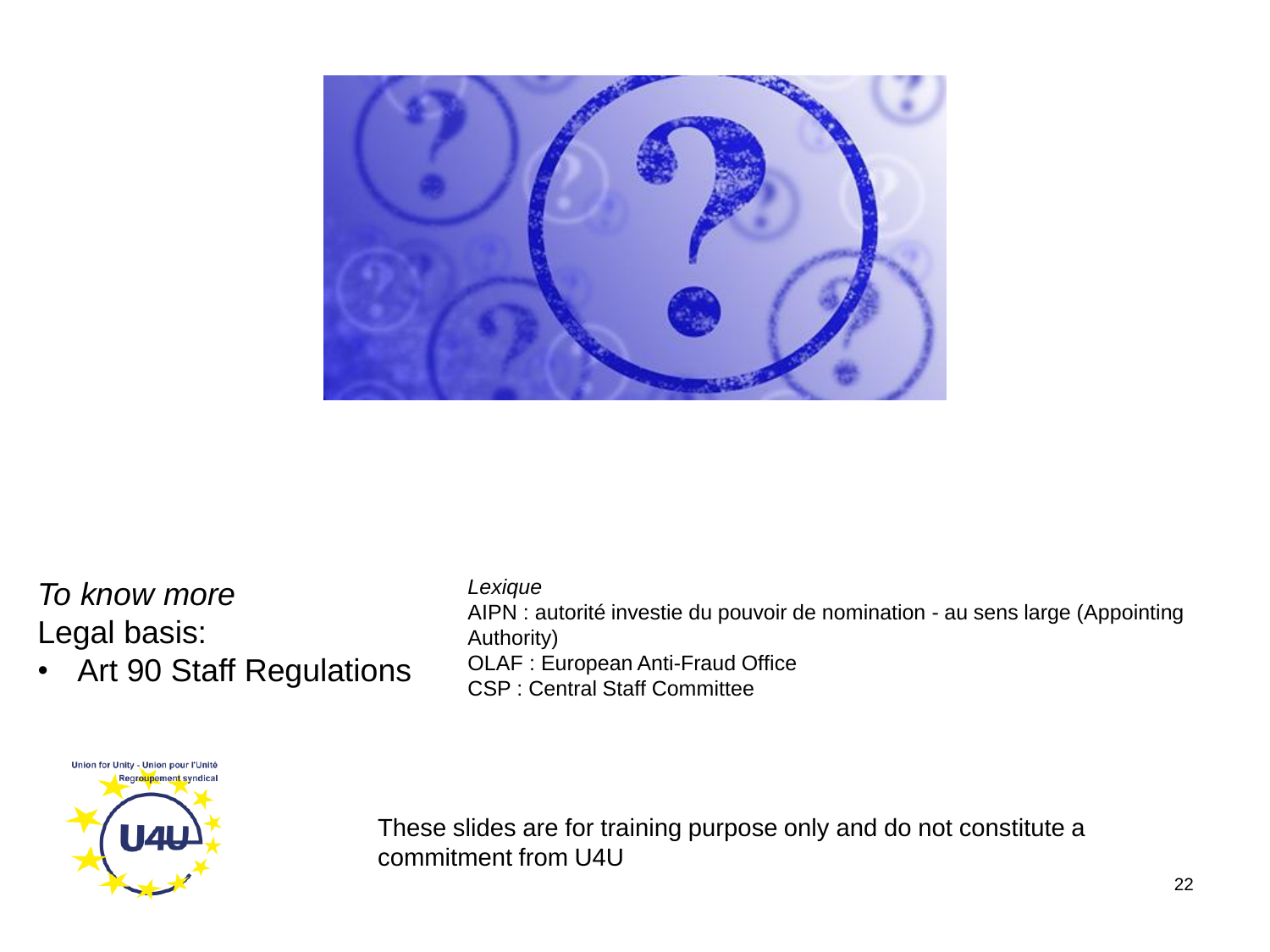*To know more*

Legal basis:

- Art 90 Staff Regulations

*Lexique*

AIPN : autorité investie du pouvoir de nomination - au sens large (Appointing Authority)

OLAF : European Anti-Fraud Office

CSP : Central Staff Committee

These slides are for training purpose only and do not constitute a commitment from U4U